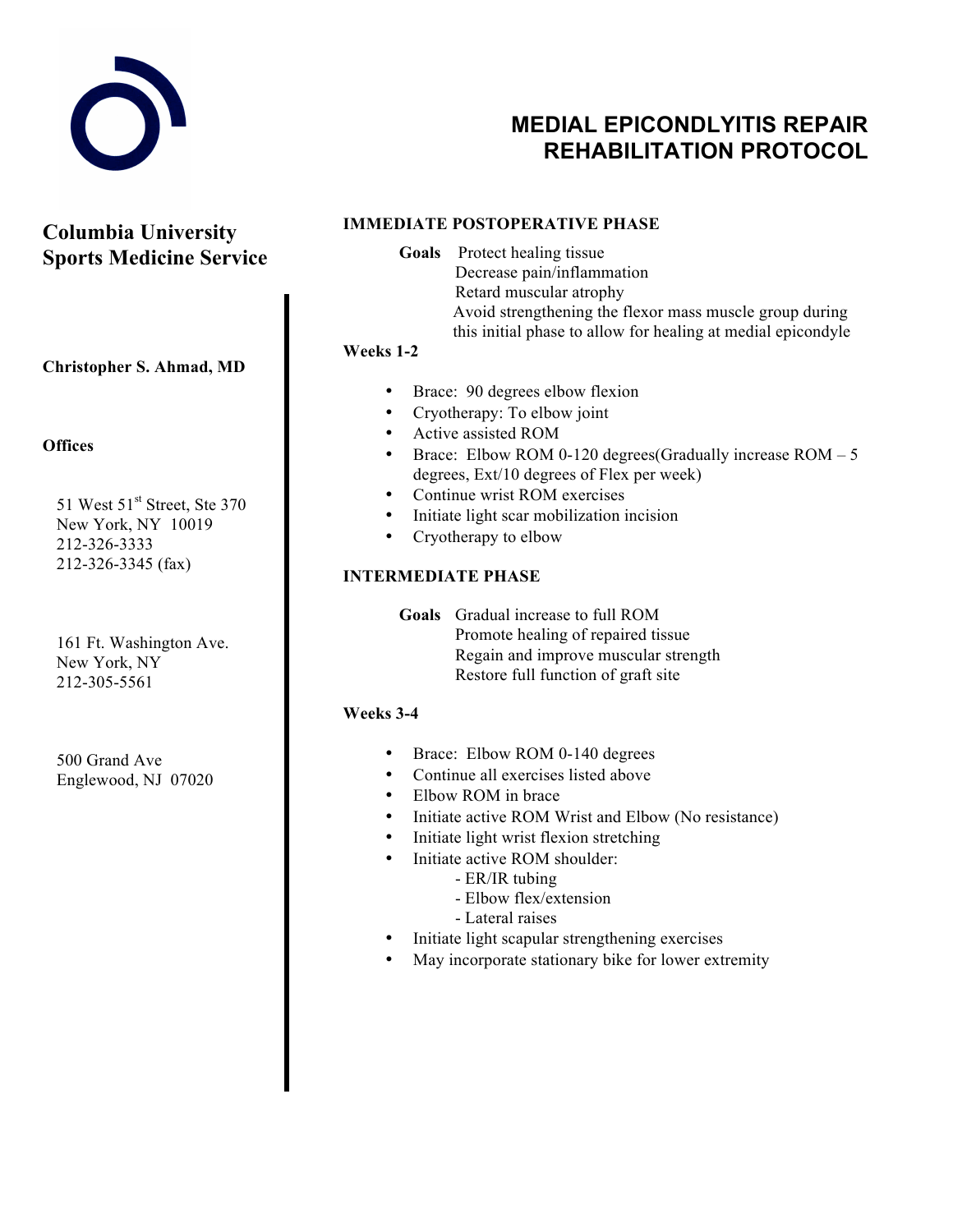# MEDIAL EPICONDLYITIS REPAIR REHABILITATION PROTOCOL

**Columbia University Sports Medicine Service**

**Christopher S. Ahmad, MD**

**Offices**

51 West 51st Street, Ste 370
New York, NY 10019
212-326-3333
212-326-3345 (fax)

161 Ft. Washington Ave.
New York, NY
212-305-5561

500 Grand Ave
Englewood, NJ 07020

## IMMEDIATE POSTOPERATIVE PHASE

**Goals**
- Protect healing tissue
- Decrease pain/inflammation
- Retard muscular atrophy
- Avoid strengthening the flexor mass muscle group during this initial phase to allow for healing at medial epicondyle

### Weeks 1-2

- Brace: 90 degrees elbow flexion
- Cryotherapy: To elbow joint
- Active assisted ROM
- Brace: Elbow ROM 0-120 degrees(Gradually increase ROM – 5 degrees, Ext/10 degrees of Flex per week)
- Continue wrist ROM exercises
- Initiate light scar mobilization incision
- Cryotherapy to elbow

## INTERMEDIATE PHASE

**Goals**
- Gradual increase to full ROM
- Promote healing of repaired tissue
- Regain and improve muscular strength
- Restore full function of graft site

### Weeks 3-4

- Brace: Elbow ROM 0-140 degrees
- Continue all exercises listed above
- Elbow ROM in brace
- Initiate active ROM Wrist and Elbow (No resistance)
- Initiate light wrist flexion stretching
- Initiate active ROM shoulder:
  - ER/IR tubing
  - Elbow flex/extension
  - Lateral raises
- Initiate light scapular strengthening exercises
- May incorporate stationary bike for lower extremity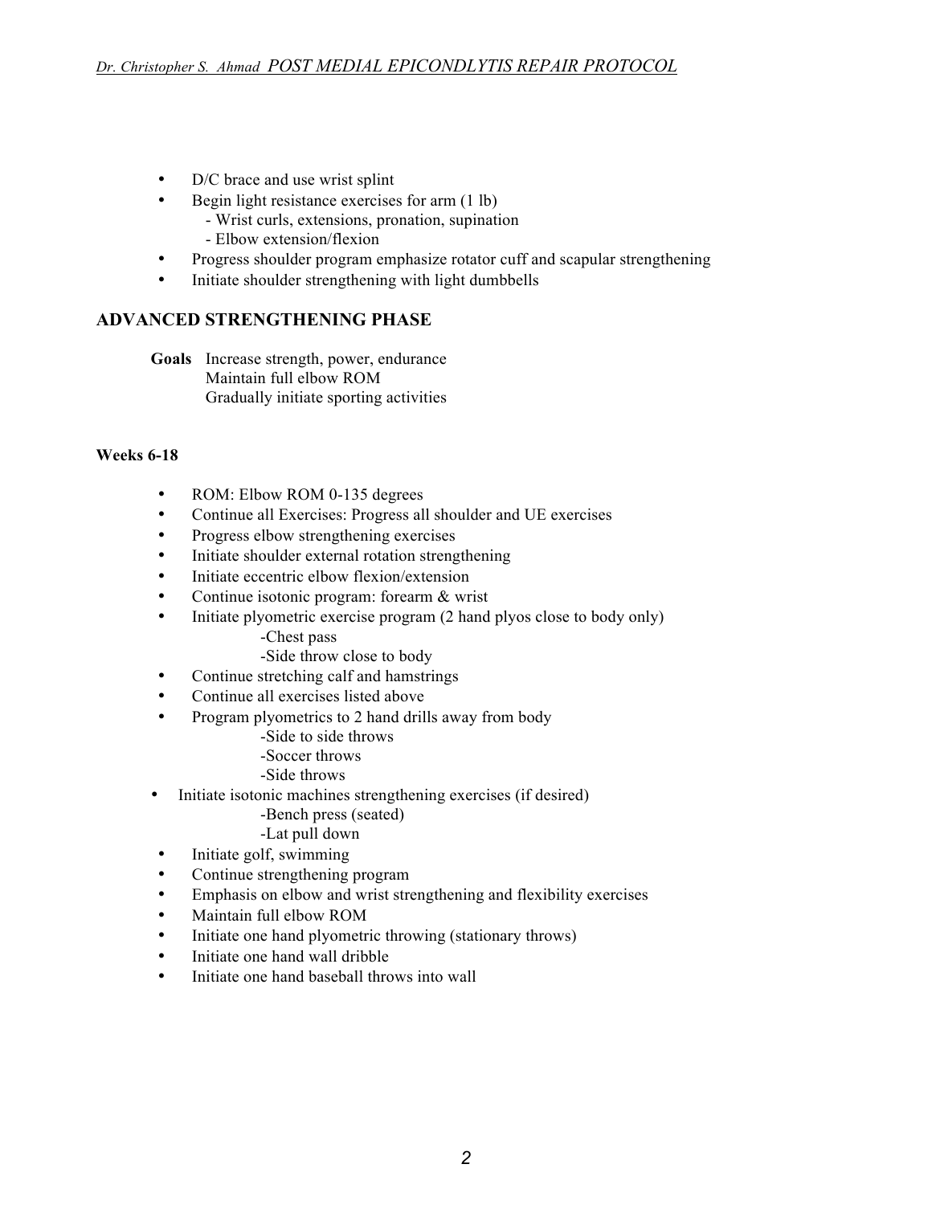- D/C brace and use wrist splint
- Begin light resistance exercises for arm (1 lb)
  - Wrist curls, extensions, pronation, supination
  - Elbow extension/flexion
- Progress shoulder program emphasize rotator cuff and scapular strengthening
- Initiate shoulder strengthening with light dumbbells

## ADVANCED STRENGTHENING PHASE

**Goals** Increase strength, power, endurance
Maintain full elbow ROM
Gradually initiate sporting activities

**Weeks 6-18**

- ROM: Elbow ROM 0-135 degrees
- Continue all Exercises: Progress all shoulder and UE exercises
- Progress elbow strengthening exercises
- Initiate shoulder external rotation strengthening
- Initiate eccentric elbow flexion/extension
- Continue isotonic program: forearm & wrist
- Initiate plyometric exercise program (2 hand plyos close to body only)
  - Chest pass
  - Side throw close to body
- Continue stretching calf and hamstrings
- Continue all exercises listed above
- Program plyometrics to 2 hand drills away from body
  - Side to side throws
  - Soccer throws
  - Side throws
- Initiate isotonic machines strengthening exercises (if desired)
  - Bench press (seated)
  - Lat pull down
- Initiate golf, swimming
- Continue strengthening program
- Emphasis on elbow and wrist strengthening and flexibility exercises
- Maintain full elbow ROM
- Initiate one hand plyometric throwing (stationary throws)
- Initiate one hand wall dribble
- Initiate one hand baseball throws into wall